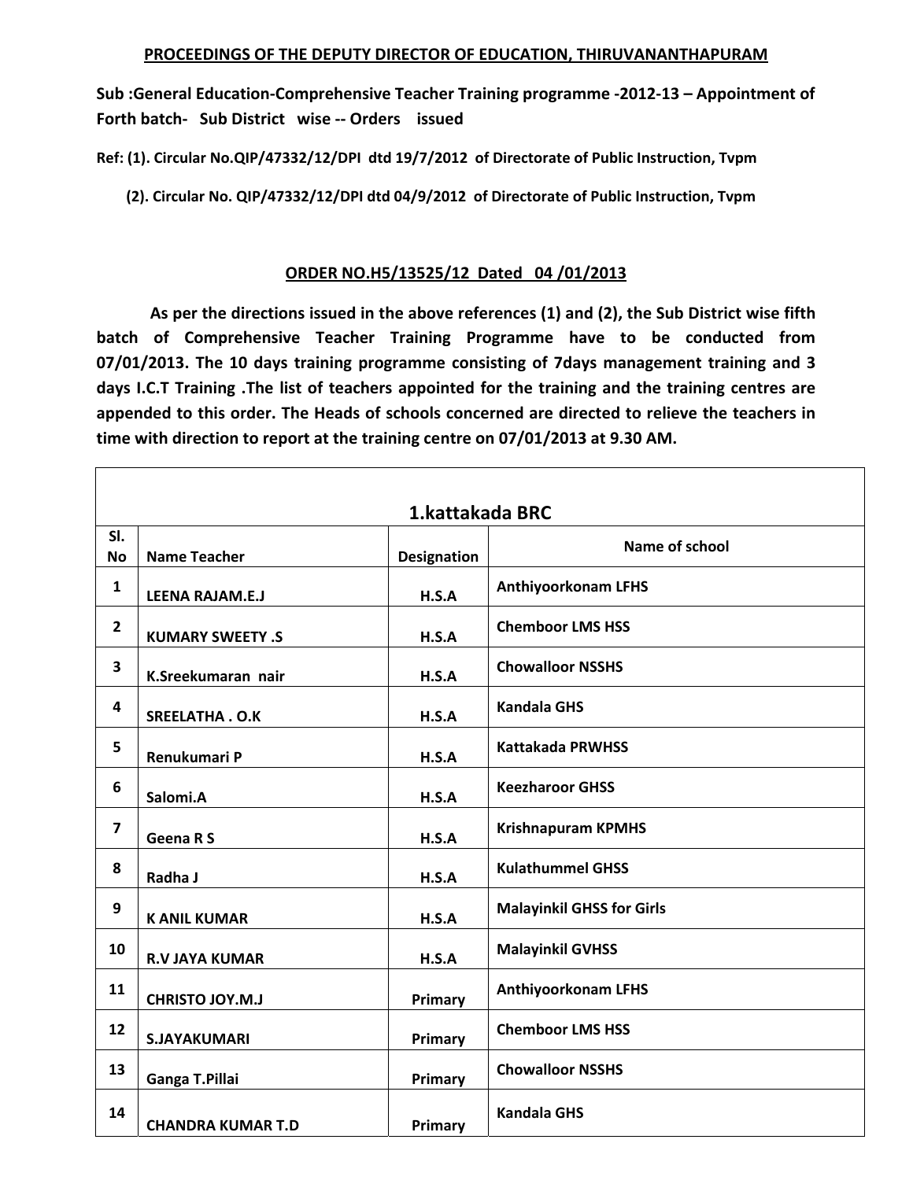**PROCEEDINGS OF THE DEPUTY DIRECTOR OF EDUCATION, THIRUVANANTHAPURAM**

**Sub :General Education-Comprehensive Teacher Training programme -2012-13 – Appointment of Forth batch- Sub District wise -- Orders issued**

**Ref: (1). Circular No.QIP/47332/12/DPI dtd 19/7/2012 of Directorate of Public Instruction, Tvpm**

**(2). Circular No. QIP/47332/12/DPI dtd 04/9/2012 of Directorate of Public Instruction, Tvpm**

**ORDER NO.H5/13525/12 Dated 04 /01/2013**

**As per the directions issued in the above references (1) and (2), the Sub District wise fifth batch of Comprehensive Teacher Training Programme have to be conducted from 07/01/2013. The 10 days training programme consisting of 7days management training and 3 days I.C.T Training .The list of teachers appointed for the training and the training centres are appended to this order. The Heads of schools concerned are directed to relieve the teachers in time with direction to report at the training centre on 07/01/2013 at 9.30 AM.**

| 1.kattakada BRC | | | |
|---|---|---|---|
| **Sl. No** | **Name Teacher** | **Designation** | **Name of school** |
| 1 | LEENA RAJAM.E.J | H.S.A | Anthiyoorkonam LFHS |
| 2 | KUMARY SWEETY .S | H.S.A | Chemboor LMS HSS |
| 3 | K.Sreekumaran nair | H.S.A | Chowalloor NSSHS |
| 4 | SREELATHA . O.K | H.S.A | Kandala GHS |
| 5 | Renukumari P | H.S.A | Kattakada PRWHSS |
| 6 | Salomi.A | H.S.A | Keezharoor GHSS |
| 7 | Geena R S | H.S.A | Krishnapuram KPMHS |
| 8 | Radha J | H.S.A | Kulathummel GHSS |
| 9 | K ANIL KUMAR | H.S.A | Malayinkil GHSS for Girls |
| 10 | R.V JAYA KUMAR | H.S.A | Malayinkil GVHSS |
| 11 | CHRISTO JOY.M.J | Primary | Anthiyoorkonam LFHS |
| 12 | S.JAYAKUMARI | Primary | Chemboor LMS HSS |
| 13 | Ganga T.Pillai | Primary | Chowalloor NSSHS |
| 14 | CHANDRA KUMAR T.D | Primary | Kandala GHS |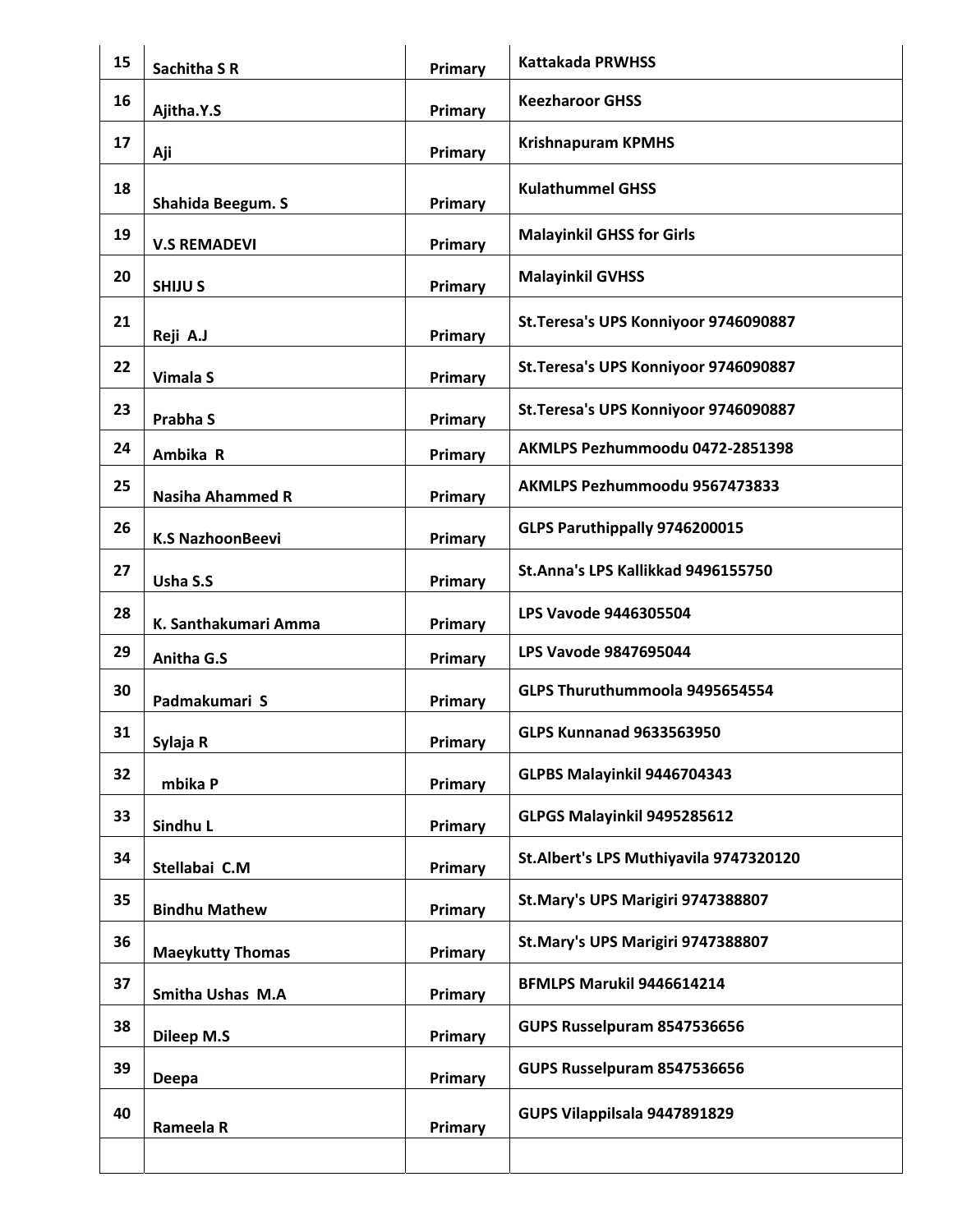| | | | |
|---|---|---|---|
| 15 | Sachitha S R | Primary | Kattakada PRWHSS |
| 16 | Ajitha.Y.S | Primary | Keezharoor GHSS |
| 17 | Aji | Primary | Krishnapuram KPMHS |
| 18 | Shahida Beegum. S | Primary | Kulathummel GHSS |
| 19 | V.S REMADEVI | Primary | Malayinkil GHSS for Girls |
| 20 | SHIJU S | Primary | Malayinkil GVHSS |
| 21 | Reji A.J | Primary | St.Teresa's UPS Konniyoor 9746090887 |
| 22 | Vimala S | Primary | St.Teresa's UPS Konniyoor 9746090887 |
| 23 | Prabha S | Primary | St.Teresa's UPS Konniyoor 9746090887 |
| 24 | Ambika R | Primary | AKMLPS Pezhummoodu 0472-2851398 |
| 25 | Nasiha Ahammed R | Primary | AKMLPS Pezhummoodu 9567473833 |
| 26 | K.S NazhoonBeevi | Primary | GLPS Paruthippally 9746200015 |
| 27 | Usha S.S | Primary | St.Anna's LPS Kallikkad 9496155750 |
| 28 | K. Santhakumari Amma | Primary | LPS Vavode 9446305504 |
| 29 | Anitha G.S | Primary | LPS Vavode 9847695044 |
| 30 | Padmakumari S | Primary | GLPS Thuruthummoola 9495654554 |
| 31 | Sylaja R | Primary | GLPS Kunnanad 9633563950 |
| 32 | mbika P | Primary | GLPBS Malayinkil 9446704343 |
| 33 | Sindhu L | Primary | GLPGS Malayinkil 9495285612 |
| 34 | Stellabai C.M | Primary | St.Albert's LPS Muthiyavila 9747320120 |
| 35 | Bindhu Mathew | Primary | St.Mary's UPS Marigiri 9747388807 |
| 36 | Maeykutty Thomas | Primary | St.Mary's UPS Marigiri 9747388807 |
| 37 | Smitha Ushas M.A | Primary | BFMLPS Marukil 9446614214 |
| 38 | Dileep M.S | Primary | GUPS Russelpuram 8547536656 |
| 39 | Deepa | Primary | GUPS Russelpuram 8547536656 |
| 40 | Rameela R | Primary | GUPS Vilappilsala 9447891829 |
| | | | |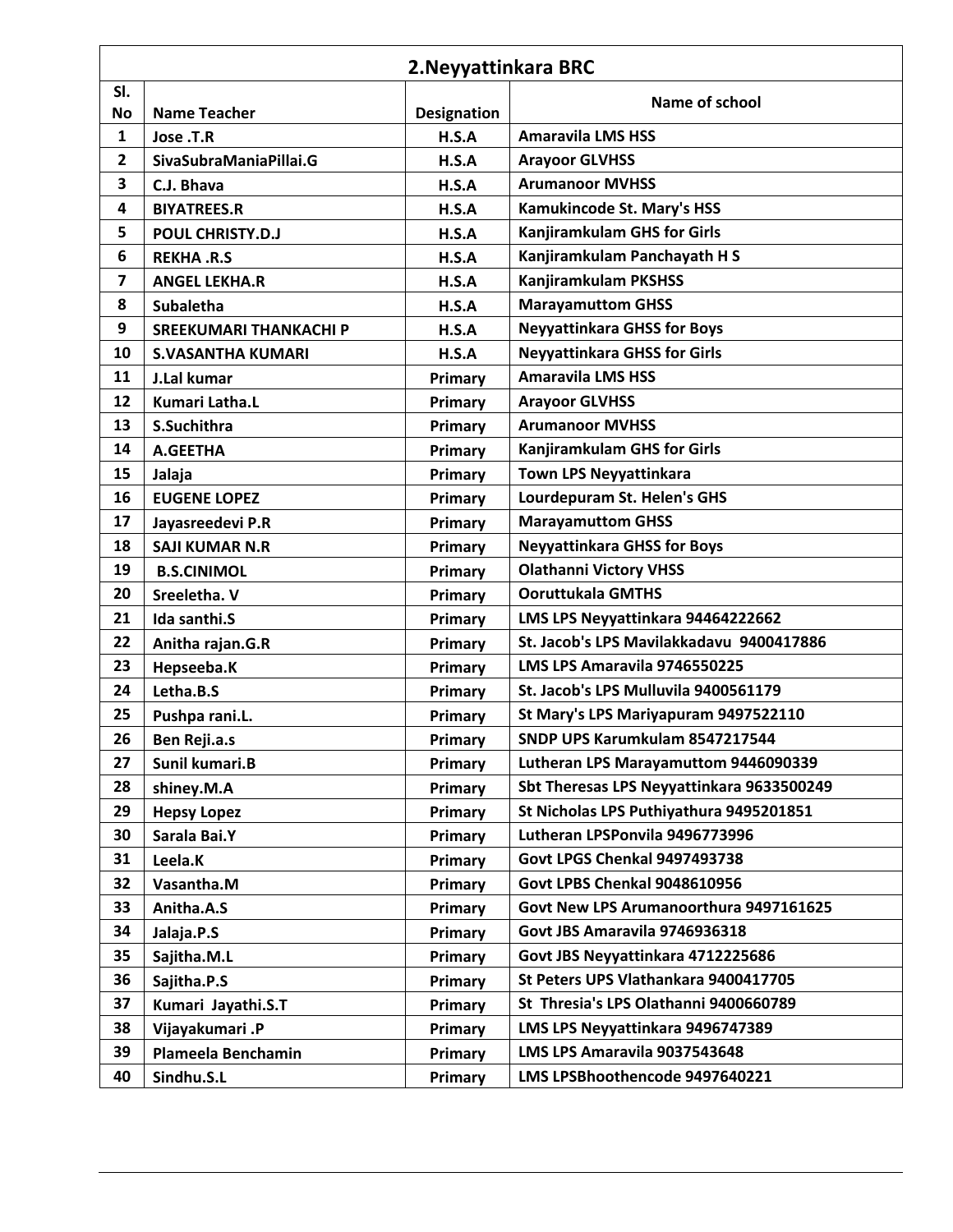| 2.Neyyattinkara BRC | | | |
|---|---|---|---|
| Sl. No | Name Teacher | Designation | Name of school |
| 1 | Jose .T.R | H.S.A | Amaravila LMS HSS |
| 2 | SivaSubraManiaPillai.G | H.S.A | Arayoor GLVHSS |
| 3 | C.J. Bhava | H.S.A | Arumanoor MVHSS |
| 4 | BIYATREES.R | H.S.A | Kamukincode St. Mary's HSS |
| 5 | POUL CHRISTY.D.J | H.S.A | Kanjiramkulam GHS for Girls |
| 6 | REKHA .R.S | H.S.A | Kanjiramkulam Panchayath H S |
| 7 | ANGEL LEKHA.R | H.S.A | Kanjiramkulam PKSHSS |
| 8 | Subaletha | H.S.A | Marayamuttom GHSS |
| 9 | SREEKUMARI THANKACHI P | H.S.A | Neyyattinkara GHSS for Boys |
| 10 | S.VASANTHA KUMARI | H.S.A | Neyyattinkara GHSS for Girls |
| 11 | J.Lal kumar | Primary | Amaravila LMS HSS |
| 12 | Kumari Latha.L | Primary | Arayoor GLVHSS |
| 13 | S.Suchithra | Primary | Arumanoor MVHSS |
| 14 | A.GEETHA | Primary | Kanjiramkulam GHS for Girls |
| 15 | Jalaja | Primary | Town LPS Neyyattinkara |
| 16 | EUGENE LOPEZ | Primary | Lourdepuram St. Helen's GHS |
| 17 | Jayasreedevi P.R | Primary | Marayamuttom GHSS |
| 18 | SAJI KUMAR N.R | Primary | Neyyattinkara GHSS for Boys |
| 19 | B.S.CINIMOL | Primary | Olathanni Victory VHSS |
| 20 | Sreeletha. V | Primary | Ooruttukala GMTHS |
| 21 | Ida santhi.S | Primary | LMS LPS Neyyattinkara 94464222662 |
| 22 | Anitha rajan.G.R | Primary | St. Jacob's LPS Mavilakkadavu 9400417886 |
| 23 | Hepseeba.K | Primary | LMS LPS Amaravila 9746550225 |
| 24 | Letha.B.S | Primary | St. Jacob's LPS Mulluvila 9400561179 |
| 25 | Pushpa rani.L. | Primary | St Mary's LPS Mariyapuram 9497522110 |
| 26 | Ben Reji.a.s | Primary | SNDP UPS Karumkulam 8547217544 |
| 27 | Sunil kumari.B | Primary | Lutheran LPS Marayamuttom 9446090339 |
| 28 | shiney.M.A | Primary | Sbt Theresas LPS Neyyattinkara 9633500249 |
| 29 | Hepsy Lopez | Primary | St Nicholas LPS Puthiyathura 9495201851 |
| 30 | Sarala Bai.Y | Primary | Lutheran LPSPonvila 9496773996 |
| 31 | Leela.K | Primary | Govt LPGS Chenkal 9497493738 |
| 32 | Vasantha.M | Primary | Govt LPBS Chenkal 9048610956 |
| 33 | Anitha.A.S | Primary | Govt New LPS Arumanoorthura 9497161625 |
| 34 | Jalaja.P.S | Primary | Govt JBS Amaravila 9746936318 |
| 35 | Sajitha.M.L | Primary | Govt JBS Neyyattinkara 4712225686 |
| 36 | Sajitha.P.S | Primary | St Peters UPS Vlathankara 9400417705 |
| 37 | Kumari Jayathi.S.T | Primary | St Thresia's LPS Olathanni 9400660789 |
| 38 | Vijayakumari .P | Primary | LMS LPS Neyyattinkara 9496747389 |
| 39 | Plameela Benchamin | Primary | LMS LPS Amaravila 9037543648 |
| 40 | Sindhu.S.L | Primary | LMS LPSBhoothencode 9497640221 |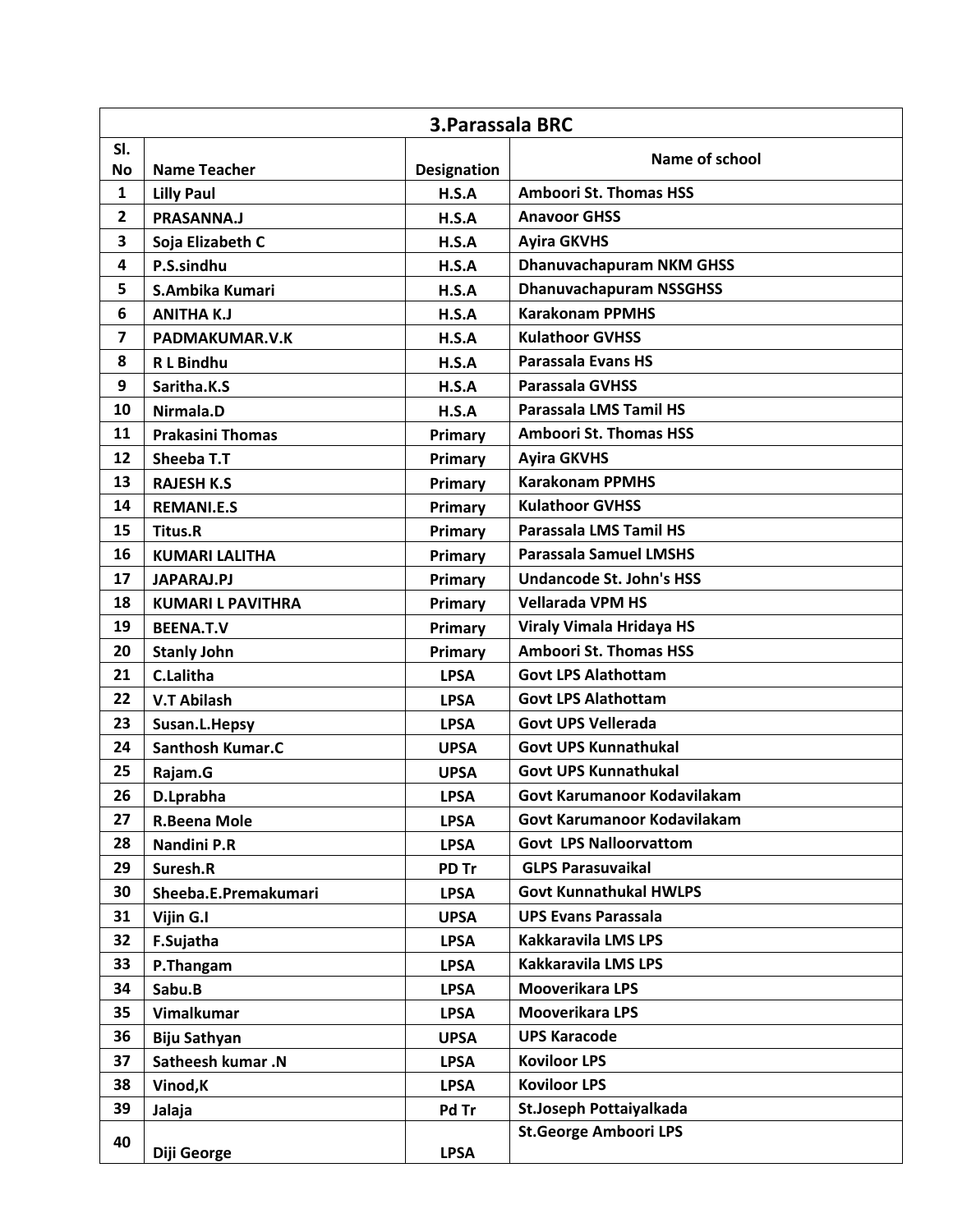| 3.Parassala BRC | | | |
|---|---|---|---|
| Sl. No | Name Teacher | Designation | Name of school |
| 1 | Lilly Paul | H.S.A | Amboori St. Thomas HSS |
| 2 | PRASANNA.J | H.S.A | Anavoor GHSS |
| 3 | Soja Elizabeth C | H.S.A | Ayira GKVHS |
| 4 | P.S.sindhu | H.S.A | Dhanuvachapuram NKM GHSS |
| 5 | S.Ambika Kumari | H.S.A | Dhanuvachapuram NSSGHSS |
| 6 | ANITHA K.J | H.S.A | Karakonam PPMHS |
| 7 | PADMAKUMAR.V.K | H.S.A | Kulathoor GVHSS |
| 8 | R L Bindhu | H.S.A | Parassala Evans HS |
| 9 | Saritha.K.S | H.S.A | Parassala GVHSS |
| 10 | Nirmala.D | H.S.A | Parassala LMS Tamil HS |
| 11 | Prakasini Thomas | Primary | Amboori St. Thomas HSS |
| 12 | Sheeba T.T | Primary | Ayira GKVHS |
| 13 | RAJESH K.S | Primary | Karakonam PPMHS |
| 14 | REMANI.E.S | Primary | Kulathoor GVHSS |
| 15 | Titus.R | Primary | Parassala LMS Tamil HS |
| 16 | KUMARI LALITHA | Primary | Parassala Samuel LMSHS |
| 17 | JAPARAJ.PJ | Primary | Undancode St. John's HSS |
| 18 | KUMARI L PAVITHRA | Primary | Vellarada VPM HS |
| 19 | BEENA.T.V | Primary | Viraly Vimala Hridaya HS |
| 20 | Stanly John | Primary | Amboori St. Thomas HSS |
| 21 | C.Lalitha | LPSA | Govt LPS Alathottam |
| 22 | V.T Abilash | LPSA | Govt LPS Alathottam |
| 23 | Susan.L.Hepsy | LPSA | Govt UPS Vellerada |
| 24 | Santhosh Kumar.C | UPSA | Govt UPS Kunnathukal |
| 25 | Rajam.G | UPSA | Govt UPS Kunnathukal |
| 26 | D.Lprabha | LPSA | Govt Karumanoor Kodavilakam |
| 27 | R.Beena Mole | LPSA | Govt Karumanoor Kodavilakam |
| 28 | Nandini P.R | LPSA | Govt LPS Nalloorvattom |
| 29 | Suresh.R | PD Tr | GLPS Parasuvaikal |
| 30 | Sheeba.E.Premakumari | LPSA | Govt Kunnathukal HWLPS |
| 31 | Vijin G.I | UPSA | UPS Evans Parassala |
| 32 | F.Sujatha | LPSA | Kakkaravila LMS LPS |
| 33 | P.Thangam | LPSA | Kakkaravila LMS LPS |
| 34 | Sabu.B | LPSA | Mooverikara LPS |
| 35 | Vimalkumar | LPSA | Mooverikara LPS |
| 36 | Biju Sathyan | UPSA | UPS Karacode |
| 37 | Satheesh kumar .N | LPSA | Koviloor LPS |
| 38 | Vinod,K | LPSA | Koviloor LPS |
| 39 | Jalaja | Pd Tr | St.Joseph Pottaiyalkada |
| 40 | Diji George | LPSA | St.George Amboori LPS |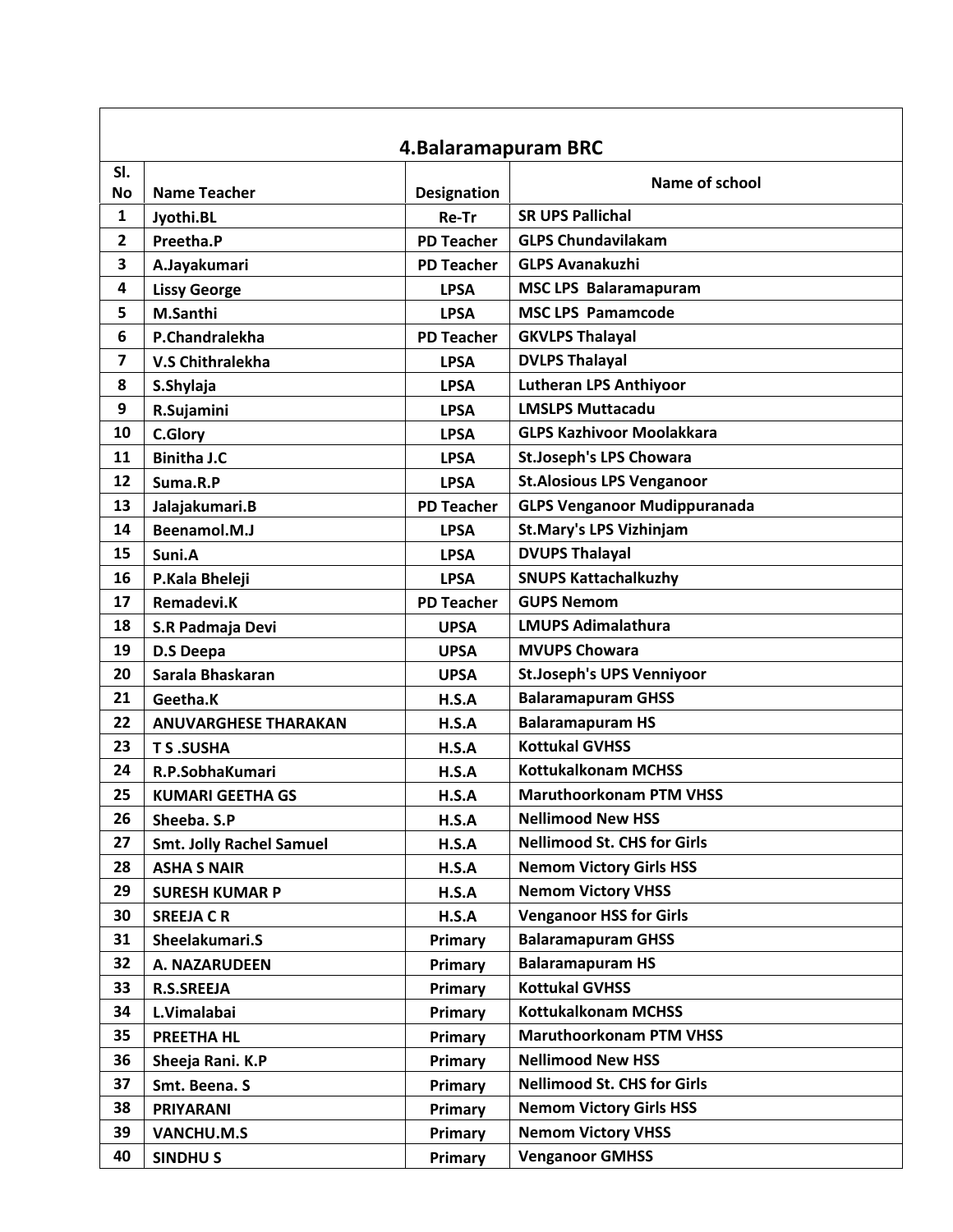## 4.Balaramapuram BRC

| Sl. No | Name Teacher | Designation | Name of school |
|---|---|---|---|
| 1 | Jyothi.BL | Re-Tr | SR UPS Pallichal |
| 2 | Preetha.P | PD Teacher | GLPS Chundavilakam |
| 3 | A.Jayakumari | PD Teacher | GLPS Avanakuzhi |
| 4 | Lissy George | LPSA | MSC LPS Balaramapuram |
| 5 | M.Santhi | LPSA | MSC LPS Pamamcode |
| 6 | P.Chandralekha | PD Teacher | GKVLPS Thalayal |
| 7 | V.S Chithralekha | LPSA | DVLPS Thalayal |
| 8 | S.Shylaja | LPSA | Lutheran LPS Anthiyoor |
| 9 | R.Sujamini | LPSA | LMSLPS Muttacadu |
| 10 | C.Glory | LPSA | GLPS Kazhivoor Moolakkara |
| 11 | Binitha J.C | LPSA | St.Joseph's LPS Chowara |
| 12 | Suma.R.P | LPSA | St.Alosious LPS Venganoor |
| 13 | Jalajakumari.B | PD Teacher | GLPS Venganoor Mudippuranada |
| 14 | Beenamol.M.J | LPSA | St.Mary's LPS Vizhinjam |
| 15 | Suni.A | LPSA | DVUPS Thalayal |
| 16 | P.Kala Bheleji | LPSA | SNUPS Kattachalkuzhy |
| 17 | Remadevi.K | PD Teacher | GUPS Nemom |
| 18 | S.R Padmaja Devi | UPSA | LMUPS Adimalathura |
| 19 | D.S Deepa | UPSA | MVUPS Chowara |
| 20 | Sarala Bhaskaran | UPSA | St.Joseph's UPS Venniyoor |
| 21 | Geetha.K | H.S.A | Balaramapuram GHSS |
| 22 | ANUVARGHESE THARAKAN | H.S.A | Balaramapuram HS |
| 23 | T S .SUSHA | H.S.A | Kottukal GVHSS |
| 24 | R.P.SobhaKumari | H.S.A | Kottukalkonam MCHSS |
| 25 | KUMARI GEETHA GS | H.S.A | Maruthoorkonam PTM VHSS |
| 26 | Sheeba. S.P | H.S.A | Nellimood New HSS |
| 27 | Smt. Jolly Rachel Samuel | H.S.A | Nellimood St. CHS for Girls |
| 28 | ASHA S NAIR | H.S.A | Nemom Victory Girls HSS |
| 29 | SURESH KUMAR P | H.S.A | Nemom Victory VHSS |
| 30 | SREEJA C R | H.S.A | Venganoor HSS for Girls |
| 31 | Sheelakumari.S | Primary | Balaramapuram GHSS |
| 32 | A. NAZARUDEEN | Primary | Balaramapuram HS |
| 33 | R.S.SREEJA | Primary | Kottukal GVHSS |
| 34 | L.Vimalabai | Primary | Kottukalkonam MCHSS |
| 35 | PREETHA HL | Primary | Maruthoorkonam PTM VHSS |
| 36 | Sheeja Rani. K.P | Primary | Nellimood New HSS |
| 37 | Smt. Beena. S | Primary | Nellimood St. CHS for Girls |
| 38 | PRIYARANI | Primary | Nemom Victory Girls HSS |
| 39 | VANCHU.M.S | Primary | Nemom Victory VHSS |
| 40 | SINDHU S | Primary | Venganoor GMHSS |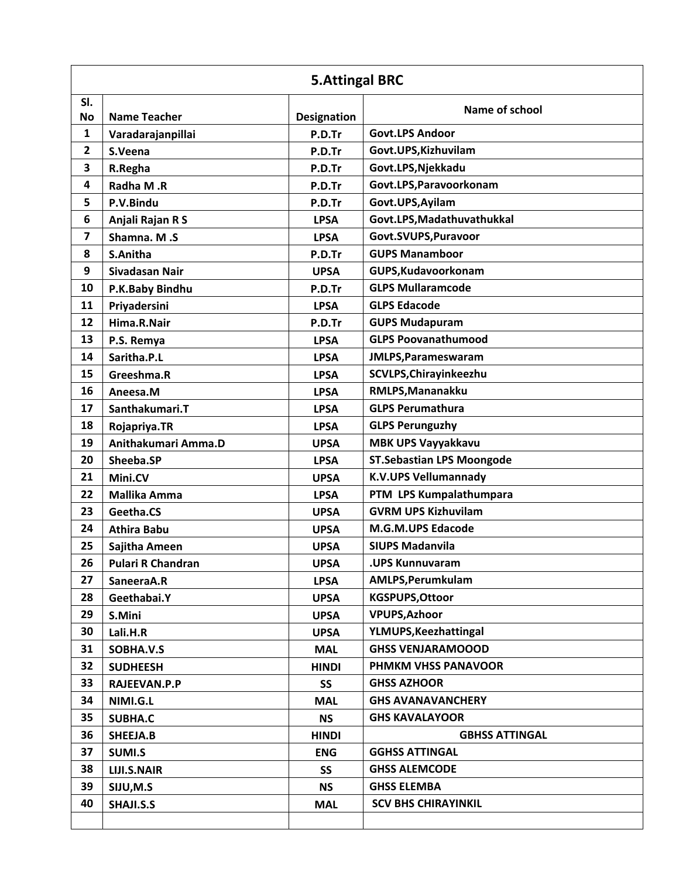| 5.Attingal BRC | | | |
|---|---|---|---|
| Sl. No | Name Teacher | Designation | Name of school |
| 1 | Varadarajanpillai | P.D.Tr | Govt.LPS Andoor |
| 2 | S.Veena | P.D.Tr | Govt.UPS,Kizhuvilam |
| 3 | R.Regha | P.D.Tr | Govt.LPS,Njekkadu |
| 4 | Radha M .R | P.D.Tr | Govt.LPS,Paravoorkonam |
| 5 | P.V.Bindu | P.D.Tr | Govt.UPS,Ayilam |
| 6 | Anjali Rajan R S | LPSA | Govt.LPS,Madathuvathukkal |
| 7 | Shamna. M .S | LPSA | Govt.SVUPS,Puravoor |
| 8 | S.Anitha | P.D.Tr | GUPS Manamboor |
| 9 | Sivadasan Nair | UPSA | GUPS,Kudavoorkonam |
| 10 | P.K.Baby Bindhu | P.D.Tr | GLPS Mullaramcode |
| 11 | Priyadersini | LPSA | GLPS Edacode |
| 12 | Hima.R.Nair | P.D.Tr | GUPS Mudapuram |
| 13 | P.S. Remya | LPSA | GLPS Poovanathumood |
| 14 | Saritha.P.L | LPSA | JMLPS,Parameswaram |
| 15 | Greeshma.R | LPSA | SCVLPS,Chirayinkeezhu |
| 16 | Aneesa.M | LPSA | RMLPS,Mananakku |
| 17 | Santhakumari.T | LPSA | GLPS Perumathura |
| 18 | Rojapriya.TR | LPSA | GLPS Perunguzhy |
| 19 | Anithakumari Amma.D | UPSA | MBK UPS Vayyakkavu |
| 20 | Sheeba.SP | LPSA | ST.Sebastian LPS Moongode |
| 21 | Mini.CV | UPSA | K.V.UPS Vellumannady |
| 22 | Mallika Amma | LPSA | PTM LPS Kumpalathumpara |
| 23 | Geetha.CS | UPSA | GVRM UPS Kizhuvilam |
| 24 | Athira Babu | UPSA | M.G.M.UPS Edacode |
| 25 | Sajitha Ameen | UPSA | SIUPS Madanvila |
| 26 | Pulari R Chandran | UPSA | .UPS Kunnuvaram |
| 27 | SaneeraA.R | LPSA | AMLPS,Perumkulam |
| 28 | Geethabai.Y | UPSA | KGSPUPS,Ottoor |
| 29 | S.Mini | UPSA | VPUPS,Azhoor |
| 30 | Lali.H.R | UPSA | YLMUPS,Keezhattingal |
| 31 | SOBHA.V.S | MAL | GHSS VENJARAMOOOD |
| 32 | SUDHEESH | HINDI | PHMKM VHSS PANAVOOR |
| 33 | RAJEEVAN.P.P | SS | GHSS AZHOOR |
| 34 | NIMI.G.L | MAL | GHS AVANAVANCHERY |
| 35 | SUBHA.C | NS | GHS KAVALAYOOR |
| 36 | SHEEJA.B | HINDI | GBHSS ATTINGAL |
| 37 | SUMI.S | ENG | GGHSS ATTINGAL |
| 38 | LIJI.S.NAIR | SS | GHSS ALEMCODE |
| 39 | SIJU,M.S | NS | GHSS ELEMBA |
| 40 | SHAJI.S.S | MAL | SCV BHS CHIRAYINKIL |
| | | | |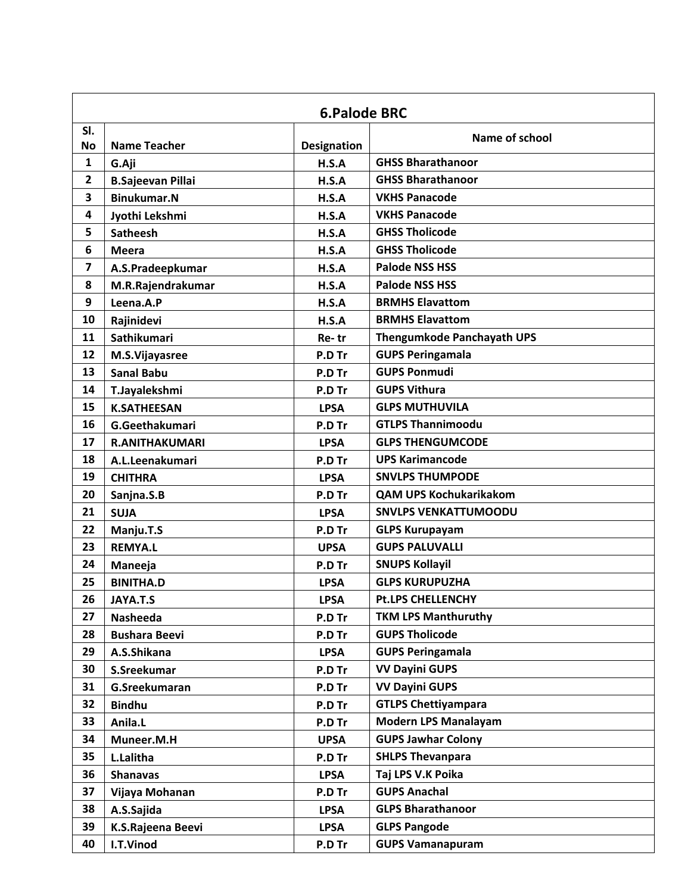| 6.Palode BRC | | | |
|---|---|---|---|
| Sl. No | Name Teacher | Designation | Name of school |
| 1 | G.Aji | H.S.A | GHSS Bharathanoor |
| 2 | B.Sajeevan Pillai | H.S.A | GHSS Bharathanoor |
| 3 | Binukumar.N | H.S.A | VKHS Panacode |
| 4 | Jyothi Lekshmi | H.S.A | VKHS Panacode |
| 5 | Satheesh | H.S.A | GHSS Tholicode |
| 6 | Meera | H.S.A | GHSS Tholicode |
| 7 | A.S.Pradeepkumar | H.S.A | Palode NSS HSS |
| 8 | M.R.Rajendrakumar | H.S.A | Palode NSS HSS |
| 9 | Leena.A.P | H.S.A | BRMHS Elavattom |
| 10 | Rajinidevi | H.S.A | BRMHS Elavattom |
| 11 | Sathikumari | Re- tr | Thengumkode Panchayath UPS |
| 12 | M.S.Vijayasree | P.D Tr | GUPS Peringamala |
| 13 | Sanal Babu | P.D Tr | GUPS Ponmudi |
| 14 | T.Jayalekshmi | P.D Tr | GUPS Vithura |
| 15 | K.SATHEESAN | LPSA | GLPS MUTHUVILA |
| 16 | G.Geethakumari | P.D Tr | GTLPS Thannimoodu |
| 17 | R.ANITHAKUMARI | LPSA | GLPS THENGUMCODE |
| 18 | A.L.Leenakumari | P.D Tr | UPS Karimancode |
| 19 | CHITHRA | LPSA | SNVLPS THUMPODE |
| 20 | Sanjna.S.B | P.D Tr | QAM UPS Kochukarikakom |
| 21 | SUJA | LPSA | SNVLPS VENKATTUMOODU |
| 22 | Manju.T.S | P.D Tr | GLPS Kurupayam |
| 23 | REMYA.L | UPSA | GUPS PALUVALLI |
| 24 | Maneeja | P.D Tr | SNUPS Kollayil |
| 25 | BINITHA.D | LPSA | GLPS KURUPUZHA |
| 26 | JAYA.T.S | LPSA | Pt.LPS CHELLENCHY |
| 27 | Nasheeda | P.D Tr | TKM LPS Manthuruthy |
| 28 | Bushara Beevi | P.D Tr | GUPS Tholicode |
| 29 | A.S.Shikana | LPSA | GUPS Peringamala |
| 30 | S.Sreekumar | P.D Tr | VV Dayini GUPS |
| 31 | G.Sreekumaran | P.D Tr | VV Dayini GUPS |
| 32 | Bindhu | P.D Tr | GTLPS Chettiyampara |
| 33 | Anila.L | P.D Tr | Modern LPS Manalayam |
| 34 | Muneer.M.H | UPSA | GUPS Jawhar Colony |
| 35 | L.Lalitha | P.D Tr | SHLPS Thevanpara |
| 36 | Shanavas | LPSA | Taj LPS V.K Poika |
| 37 | Vijaya Mohanan | P.D Tr | GUPS Anachal |
| 38 | A.S.Sajida | LPSA | GLPS Bharathanoor |
| 39 | K.S.Rajeena Beevi | LPSA | GLPS Pangode |
| 40 | I.T.Vinod | P.D Tr | GUPS Vamanapuram |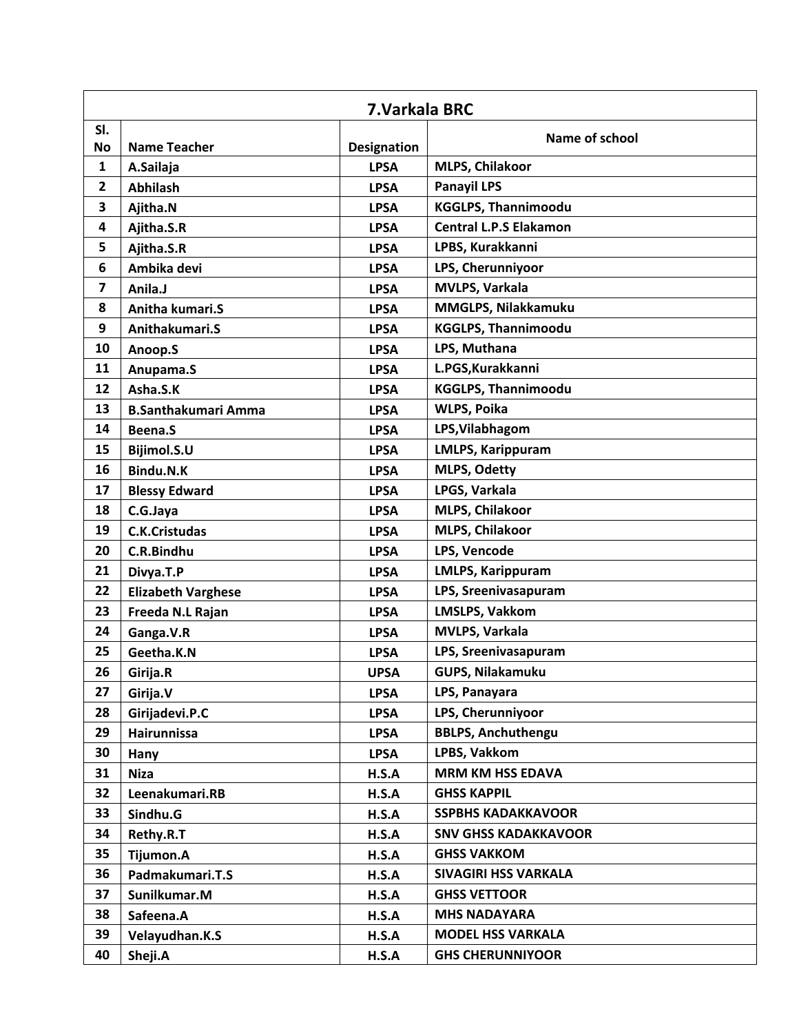| 7.Varkala BRC | | | |
|---|---|---|---|
| **Sl. No** | **Name Teacher** | **Designation** | **Name of school** |
| 1 | A.Sailaja | LPSA | MLPS, Chilakoor |
| 2 | Abhilash | LPSA | Panayil LPS |
| 3 | Ajitha.N | LPSA | KGGLPS, Thannimoodu |
| 4 | Ajitha.S.R | LPSA | Central L.P.S Elakamon |
| 5 | Ajitha.S.R | LPSA | LPBS, Kurakkanni |
| 6 | Ambika devi | LPSA | LPS, Cherunniyoor |
| 7 | Anila.J | LPSA | MVLPS, Varkala |
| 8 | Anitha kumari.S | LPSA | MMGLPS, Nilakkamuku |
| 9 | Anithakumari.S | LPSA | KGGLPS, Thannimoodu |
| 10 | Anoop.S | LPSA | LPS, Muthana |
| 11 | Anupama.S | LPSA | L.PGS,Kurakkanni |
| 12 | Asha.S.K | LPSA | KGGLPS, Thannimoodu |
| 13 | B.Santhakumari Amma | LPSA | WLPS, Poika |
| 14 | Beena.S | LPSA | LPS,Vilabhagom |
| 15 | Bijimol.S.U | LPSA | LMLPS, Karippuram |
| 16 | Bindu.N.K | LPSA | MLPS, Odetty |
| 17 | Blessy Edward | LPSA | LPGS, Varkala |
| 18 | C.G.Jaya | LPSA | MLPS, Chilakoor |
| 19 | C.K.Cristudas | LPSA | MLPS, Chilakoor |
| 20 | C.R.Bindhu | LPSA | LPS, Vencode |
| 21 | Divya.T.P | LPSA | LMLPS, Karippuram |
| 22 | Elizabeth Varghese | LPSA | LPS, Sreenivasapuram |
| 23 | Freeda N.L Rajan | LPSA | LMSLPS, Vakkom |
| 24 | Ganga.V.R | LPSA | MVLPS, Varkala |
| 25 | Geetha.K.N | LPSA | LPS, Sreenivasapuram |
| 26 | Girija.R | UPSA | GUPS, Nilakamuku |
| 27 | Girija.V | LPSA | LPS, Panayara |
| 28 | Girijadevi.P.C | LPSA | LPS, Cherunniyoor |
| 29 | Hairunnissa | LPSA | BBLPS, Anchuthengu |
| 30 | Hany | LPSA | LPBS, Vakkom |
| 31 | Niza | H.S.A | MRM KM HSS EDAVA |
| 32 | Leenakumari.RB | H.S.A | GHSS KAPPIL |
| 33 | Sindhu.G | H.S.A | SSPBHS KADAKKAVOOR |
| 34 | Rethy.R.T | H.S.A | SNV GHSS KADAKKAVOOR |
| 35 | Tijumon.A | H.S.A | GHSS VAKKOM |
| 36 | Padmakumari.T.S | H.S.A | SIVAGIRI HSS VARKALA |
| 37 | Sunilkumar.M | H.S.A | GHSS VETTOOR |
| 38 | Safeena.A | H.S.A | MHS NADAYARA |
| 39 | Velayudhan.K.S | H.S.A | MODEL HSS VARKALA |
| 40 | Sheji.A | H.S.A | GHS CHERUNNIYOOR |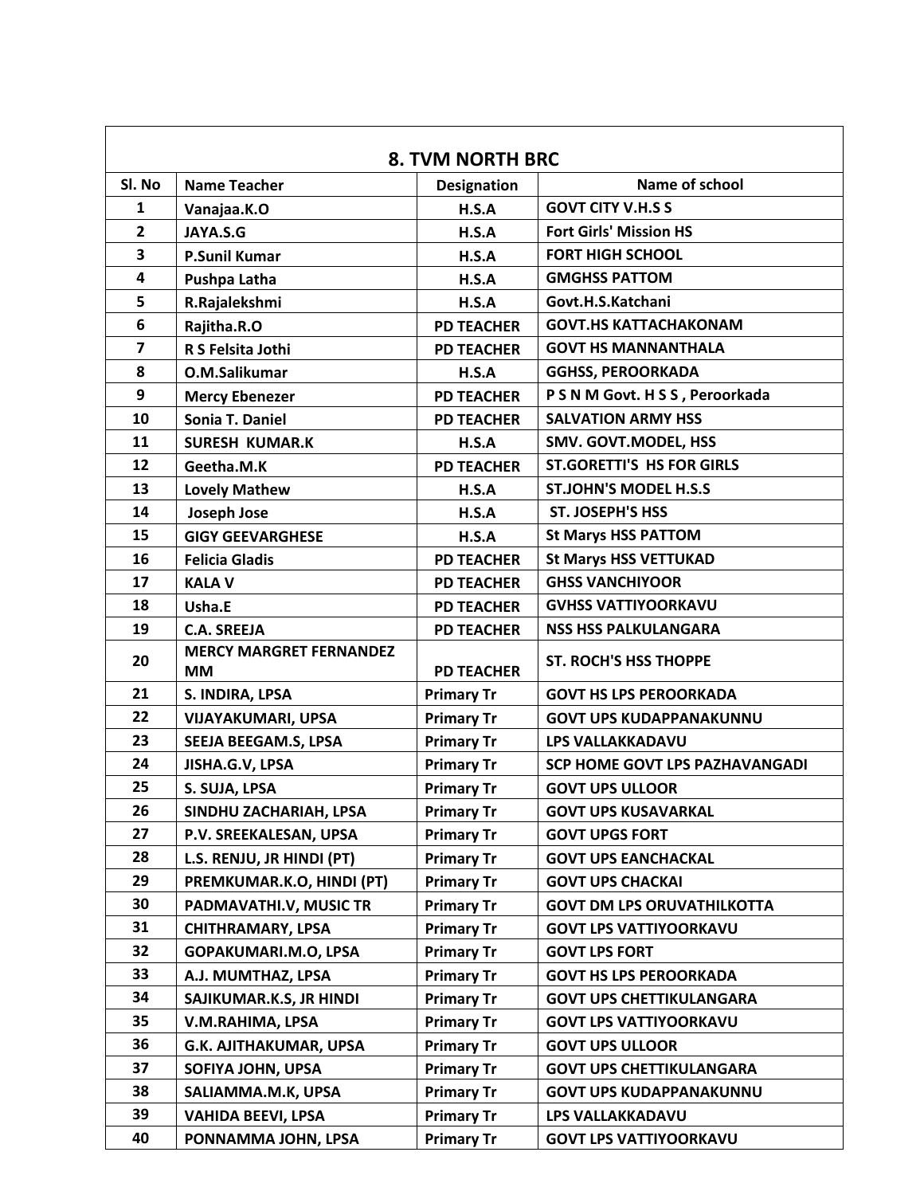| 8. TVM NORTH BRC | | | |
|---|---|---|---|
| **Sl. No** | **Name Teacher** | **Designation** | **Name of school** |
| 1 | Vanajaa.K.O | H.S.A | GOVT CITY V.H.S S |
| 2 | JAYA.S.G | H.S.A | Fort Girls' Mission HS |
| 3 | P.Sunil Kumar | H.S.A | FORT HIGH SCHOOL |
| 4 | Pushpa Latha | H.S.A | GMGHSS PATTOM |
| 5 | R.Rajalekshmi | H.S.A | Govt.H.S.Katchani |
| 6 | Rajitha.R.O | PD TEACHER | GOVT.HS KATTACHAKONAM |
| 7 | R S Felsita Jothi | PD TEACHER | GOVT HS MANNANTHALA |
| 8 | O.M.Salikumar | H.S.A | GGHSS, PEROORKADA |
| 9 | Mercy Ebenezer | PD TEACHER | P S N M Govt. H S S , Peroorkada |
| 10 | Sonia T. Daniel | PD TEACHER | SALVATION ARMY HSS |
| 11 | SURESH KUMAR.K | H.S.A | SMV. GOVT.MODEL, HSS |
| 12 | Geetha.M.K | PD TEACHER | ST.GORETTI'S HS FOR GIRLS |
| 13 | Lovely Mathew | H.S.A | ST.JOHN'S MODEL H.S.S |
| 14 | Joseph Jose | H.S.A | ST. JOSEPH'S HSS |
| 15 | GIGY GEEVARGHESE | H.S.A | St Marys HSS PATTOM |
| 16 | Felicia Gladis | PD TEACHER | St Marys HSS VETTUKAD |
| 17 | KALA V | PD TEACHER | GHSS VANCHIYOOR |
| 18 | Usha.E | PD TEACHER | GVHSS VATTIYOORKAVU |
| 19 | C.A. SREEJA | PD TEACHER | NSS HSS PALKULANGARA |
| 20 | MERCY MARGRET FERNANDEZ MM | PD TEACHER | ST. ROCH'S HSS THOPPE |
| 21 | S. INDIRA, LPSA | Primary Tr | GOVT HS LPS PEROORKADA |
| 22 | VIJAYAKUMARI, UPSA | Primary Tr | GOVT UPS KUDAPPANAKUNNU |
| 23 | SEEJA BEEGAM.S, LPSA | Primary Tr | LPS VALLAKKADAVU |
| 24 | JISHA.G.V, LPSA | Primary Tr | SCP HOME GOVT LPS PAZHAVANGADI |
| 25 | S. SUJA, LPSA | Primary Tr | GOVT UPS ULLOOR |
| 26 | SINDHU ZACHARIAH, LPSA | Primary Tr | GOVT UPS KUSAVARKAL |
| 27 | P.V. SREEKALESAN, UPSA | Primary Tr | GOVT UPGS FORT |
| 28 | L.S. RENJU, JR HINDI (PT) | Primary Tr | GOVT UPS EANCHACKAL |
| 29 | PREMKUMAR.K.O, HINDI (PT) | Primary Tr | GOVT UPS CHACKAI |
| 30 | PADMAVATHI.V, MUSIC TR | Primary Tr | GOVT DM LPS ORUVATHILKOTTA |
| 31 | CHITHRAMARY, LPSA | Primary Tr | GOVT LPS VATTIYOORKAVU |
| 32 | GOPAKUMARI.M.O, LPSA | Primary Tr | GOVT LPS FORT |
| 33 | A.J. MUMTHAZ, LPSA | Primary Tr | GOVT HS LPS PEROORKADA |
| 34 | SAJIKUMAR.K.S, JR HINDI | Primary Tr | GOVT UPS CHETTIKULANGARA |
| 35 | V.M.RAHIMA, LPSA | Primary Tr | GOVT LPS VATTIYOORKAVU |
| 36 | G.K. AJITHAKUMAR, UPSA | Primary Tr | GOVT UPS ULLOOR |
| 37 | SOFIYA JOHN, UPSA | Primary Tr | GOVT UPS CHETTIKULANGARA |
| 38 | SALIAMMA.M.K, UPSA | Primary Tr | GOVT UPS KUDAPPANAKUNNU |
| 39 | VAHIDA BEEVI, LPSA | Primary Tr | LPS VALLAKKADAVU |
| 40 | PONNAMMA JOHN, LPSA | Primary Tr | GOVT LPS VATTIYOORKAVU |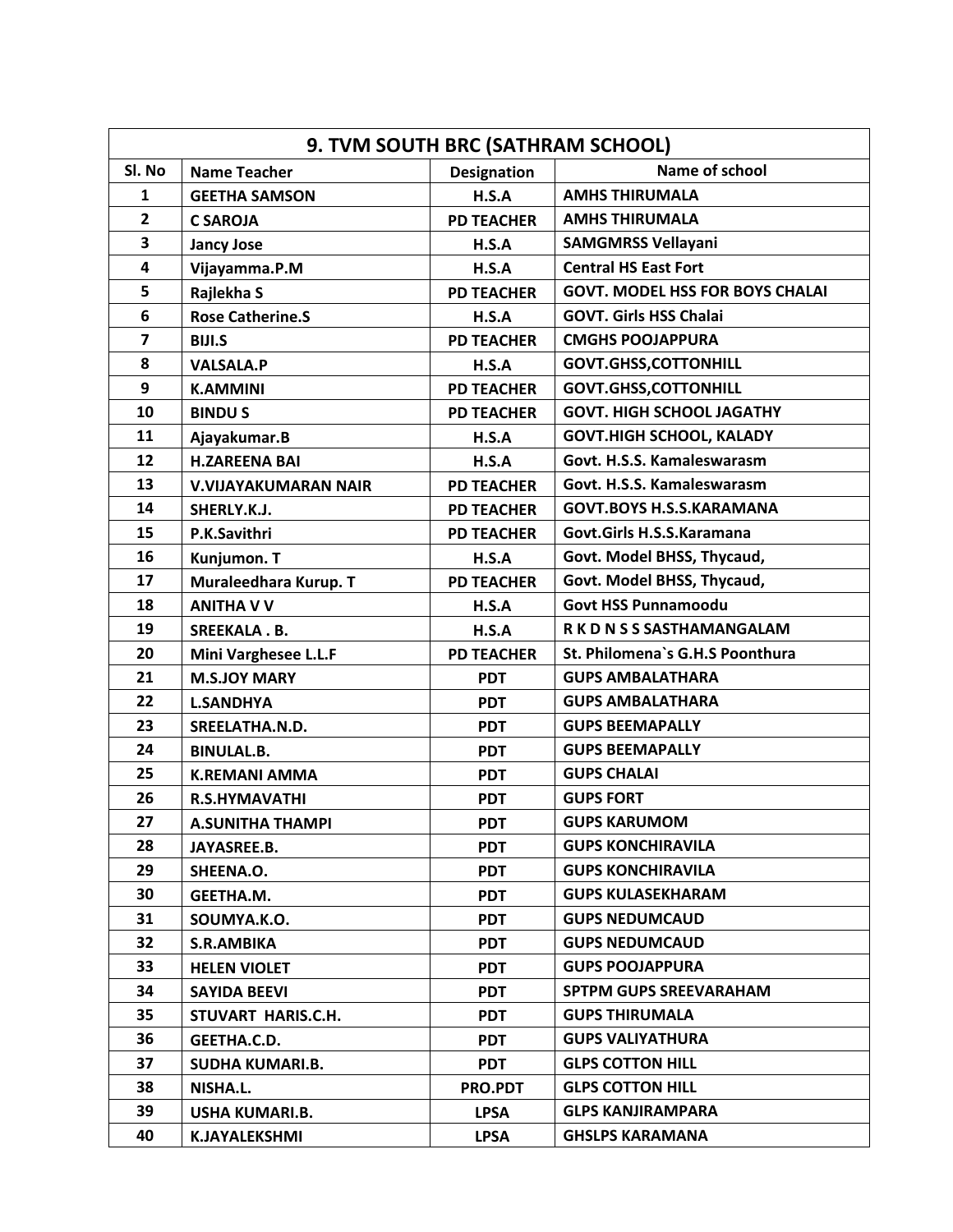| 9. TVM SOUTH BRC (SATHRAM SCHOOL) | | | |
|---|---|---|---|
| Sl. No | Name Teacher | Designation | Name of school |
| 1 | GEETHA SAMSON | H.S.A | AMHS THIRUMALA |
| 2 | C SAROJA | PD TEACHER | AMHS THIRUMALA |
| 3 | Jancy Jose | H.S.A | SAMGMRSS Vellayani |
| 4 | Vijayamma.P.M | H.S.A | Central HS East Fort |
| 5 | Rajlekha S | PD TEACHER | GOVT. MODEL HSS FOR BOYS CHALAI |
| 6 | Rose Catherine.S | H.S.A | GOVT. Girls HSS Chalai |
| 7 | BIJI.S | PD TEACHER | CMGHS POOJAPPURA |
| 8 | VALSALA.P | H.S.A | GOVT.GHSS,COTTONHILL |
| 9 | K.AMMINI | PD TEACHER | GOVT.GHSS,COTTONHILL |
| 10 | BINDU S | PD TEACHER | GOVT. HIGH SCHOOL JAGATHY |
| 11 | Ajayakumar.B | H.S.A | GOVT.HIGH SCHOOL, KALADY |
| 12 | H.ZAREENA BAI | H.S.A | Govt. H.S.S. Kamaleswarasm |
| 13 | V.VIJAYAKUMARAN NAIR | PD TEACHER | Govt. H.S.S. Kamaleswarasm |
| 14 | SHERLY.K.J. | PD TEACHER | GOVT.BOYS H.S.S.KARAMANA |
| 15 | P.K.Savithri | PD TEACHER | Govt.Girls H.S.S.Karamana |
| 16 | Kunjumon. T | H.S.A | Govt. Model BHSS, Thycaud, |
| 17 | Muraleedhara Kurup. T | PD TEACHER | Govt. Model BHSS, Thycaud, |
| 18 | ANITHA V V | H.S.A | Govt HSS Punnamoodu |
| 19 | SREEKALA . B. | H.S.A | R K D N S S SASTHAMANGALAM |
| 20 | Mini Varghesee L.L.F | PD TEACHER | St. Philomena`s G.H.S Poonthura |
| 21 | M.S.JOY MARY | PDT | GUPS AMBALATHARA |
| 22 | L.SANDHYA | PDT | GUPS AMBALATHARA |
| 23 | SREELATHA.N.D. | PDT | GUPS BEEMAPALLY |
| 24 | BINULAL.B. | PDT | GUPS BEEMAPALLY |
| 25 | K.REMANI AMMA | PDT | GUPS CHALAI |
| 26 | R.S.HYMAVATHI | PDT | GUPS FORT |
| 27 | A.SUNITHA THAMPI | PDT | GUPS KARUMOM |
| 28 | JAYASREE.B. | PDT | GUPS KONCHIRAVILA |
| 29 | SHEENA.O. | PDT | GUPS KONCHIRAVILA |
| 30 | GEETHA.M. | PDT | GUPS KULASEKHARAM |
| 31 | SOUMYA.K.O. | PDT | GUPS NEDUMCAUD |
| 32 | S.R.AMBIKA | PDT | GUPS NEDUMCAUD |
| 33 | HELEN VIOLET | PDT | GUPS POOJAPPURA |
| 34 | SAYIDA BEEVI | PDT | SPTPM GUPS SREEVARAHAM |
| 35 | STUVART HARIS.C.H. | PDT | GUPS THIRUMALA |
| 36 | GEETHA.C.D. | PDT | GUPS VALIYATHURA |
| 37 | SUDHA KUMARI.B. | PDT | GLPS COTTON HILL |
| 38 | NISHA.L. | PRO.PDT | GLPS COTTON HILL |
| 39 | USHA KUMARI.B. | LPSA | GLPS KANJIRAMPARA |
| 40 | K.JAYALEKSHMI | LPSA | GHSLPS KARAMANA |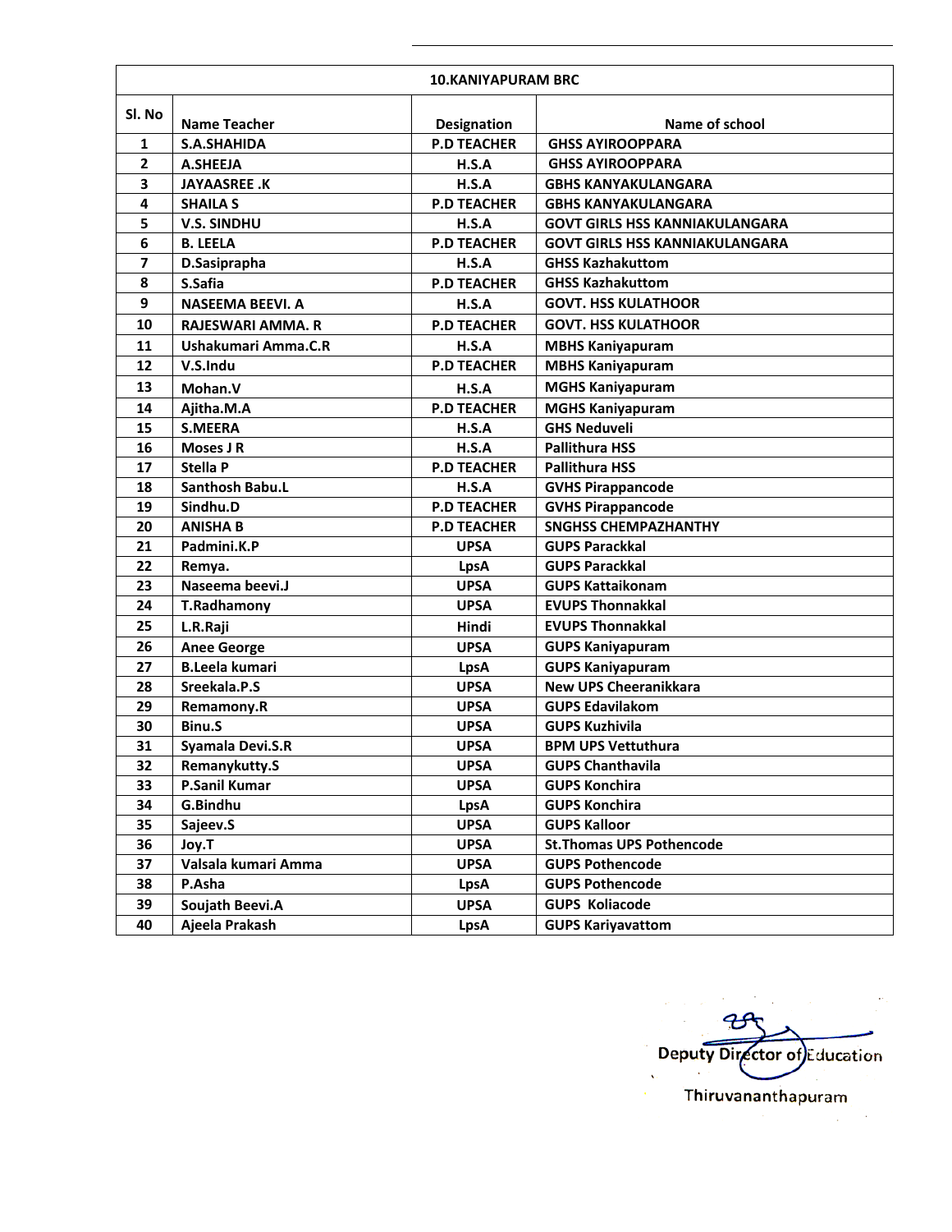| 10.KANIYAPURAM BRC | | | |
|---|---|---|---|
| Sl. No | Name Teacher | Designation | Name of school |
| 1 | S.A.SHAHIDA | P.D TEACHER | GHSS AYIROOPPARA |
| 2 | A.SHEEJA | H.S.A | GHSS AYIROOPPARA |
| 3 | JAYAASREE .K | H.S.A | GBHS KANYAKULANGARA |
| 4 | SHAILA S | P.D TEACHER | GBHS KANYAKULANGARA |
| 5 | V.S. SINDHU | H.S.A | GOVT GIRLS HSS KANNIAKULANGARA |
| 6 | B. LEELA | P.D TEACHER | GOVT GIRLS HSS KANNIAKULANGARA |
| 7 | D.Sasiprapha | H.S.A | GHSS Kazhakuttom |
| 8 | S.Safia | P.D TEACHER | GHSS Kazhakuttom |
| 9 | NASEEMA BEEVI. A | H.S.A | GOVT. HSS KULATHOOR |
| 10 | RAJESWARI AMMA. R | P.D TEACHER | GOVT. HSS KULATHOOR |
| 11 | Ushakumari Amma.C.R | H.S.A | MBHS Kaniyapuram |
| 12 | V.S.Indu | P.D TEACHER | MBHS Kaniyapuram |
| 13 | Mohan.V | H.S.A | MGHS Kaniyapuram |
| 14 | Ajitha.M.A | P.D TEACHER | MGHS Kaniyapuram |
| 15 | S.MEERA | H.S.A | GHS Neduveli |
| 16 | Moses J R | H.S.A | Pallithura HSS |
| 17 | Stella P | P.D TEACHER | Pallithura HSS |
| 18 | Santhosh Babu.L | H.S.A | GVHS Pirappancode |
| 19 | Sindhu.D | P.D TEACHER | GVHS Pirappancode |
| 20 | ANISHA B | P.D TEACHER | SNGHSS CHEMPAZHANTHY |
| 21 | Padmini.K.P | UPSA | GUPS Parackkal |
| 22 | Remya. | LpsA | GUPS Parackkal |
| 23 | Naseema beevi.J | UPSA | GUPS Kattaikonam |
| 24 | T.Radhamony | UPSA | EVUPS Thonnakkal |
| 25 | L.R.Raji | Hindi | EVUPS Thonnakkal |
| 26 | Anee George | UPSA | GUPS Kaniyapuram |
| 27 | B.Leela kumari | LpsA | GUPS Kaniyapuram |
| 28 | Sreekala.P.S | UPSA | New UPS Cheeranikkara |
| 29 | Remamony.R | UPSA | GUPS Edavilakom |
| 30 | Binu.S | UPSA | GUPS Kuzhivila |
| 31 | Syamala Devi.S.R | UPSA | BPM UPS Vettuthura |
| 32 | Remanykutty.S | UPSA | GUPS Chanthavila |
| 33 | P.Sanil Kumar | UPSA | GUPS Konchira |
| 34 | G.Bindhu | LpsA | GUPS Konchira |
| 35 | Sajeev.S | UPSA | GUPS Kalloor |
| 36 | Joy.T | UPSA | St.Thomas UPS Pothencode |
| 37 | Valsala kumari Amma | UPSA | GUPS Pothencode |
| 38 | P.Asha | LpsA | GUPS Pothencode |
| 39 | Soujath Beevi.A | UPSA | GUPS Koliacode |
| 40 | Ajeela Prakash | LpsA | GUPS Kariyavattom |

Deputy Director of Education
Thiruvananthapuram